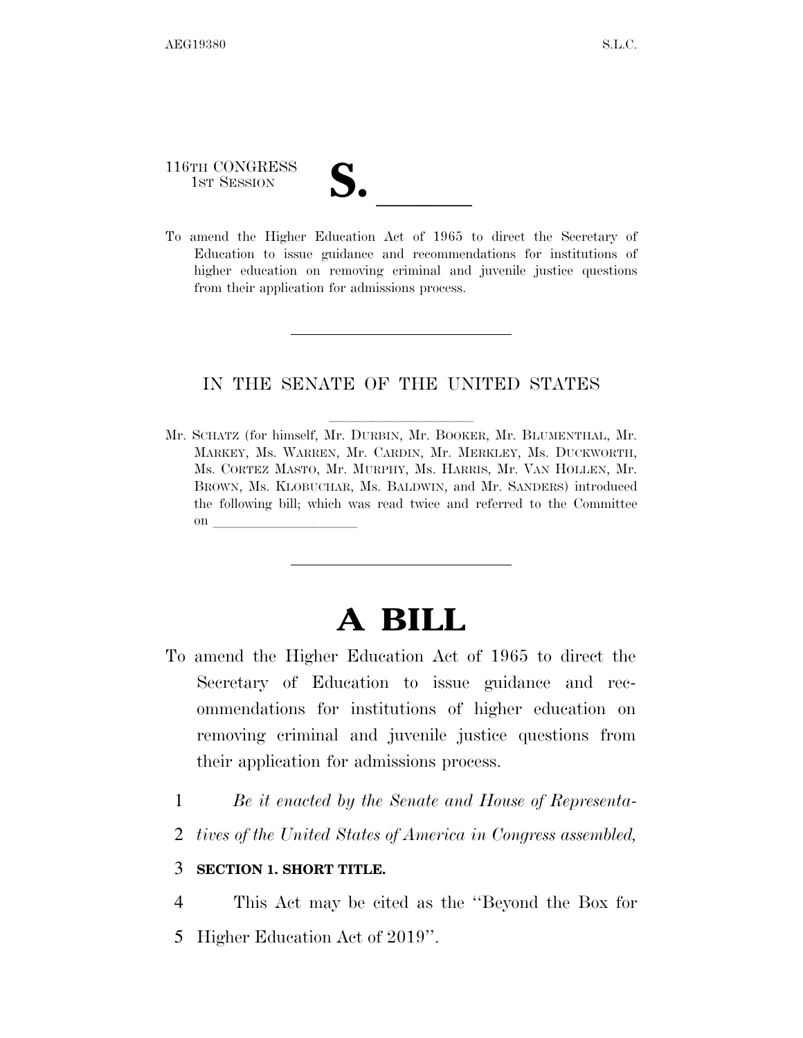116TH CONGRESS
1ST SESSION

**S. \_\_\_\_\_\_**

To amend the Higher Education Act of 1965 to direct the Secretary of Education to issue guidance and recommendations for institutions of higher education on removing criminal and juvenile justice questions from their application for admissions process.

---

IN THE SENATE OF THE UNITED STATES

Mr. SCHATZ (for himself, Mr. DURBIN, Mr. BOOKER, Mr. BLUMENTHAL, Mr. MARKEY, Ms. WARREN, Mr. CARDIN, Mr. MERKLEY, Ms. DUCKWORTH, Ms. CORTEZ MASTO, Mr. MURPHY, Ms. HARRIS, Mr. VAN HOLLEN, Mr. BROWN, Ms. KLOBUCHAR, Ms. BALDWIN, and Mr. SANDERS) introduced the following bill; which was read twice and referred to the Committee on \_\_\_\_\_\_\_\_\_\_\_\_\_\_\_\_\_\_\_\_

---

# A BILL

To amend the Higher Education Act of 1965 to direct the Secretary of Education to issue guidance and recommendations for institutions of higher education on removing criminal and juvenile justice questions from their application for admissions process.

1 *Be it enacted by the Senate and House of Representa-*
2 *tives of the United States of America in Congress assembled,*

3 **SECTION 1. SHORT TITLE.**

4 This Act may be cited as the ''Beyond the Box for
5 Higher Education Act of 2019''.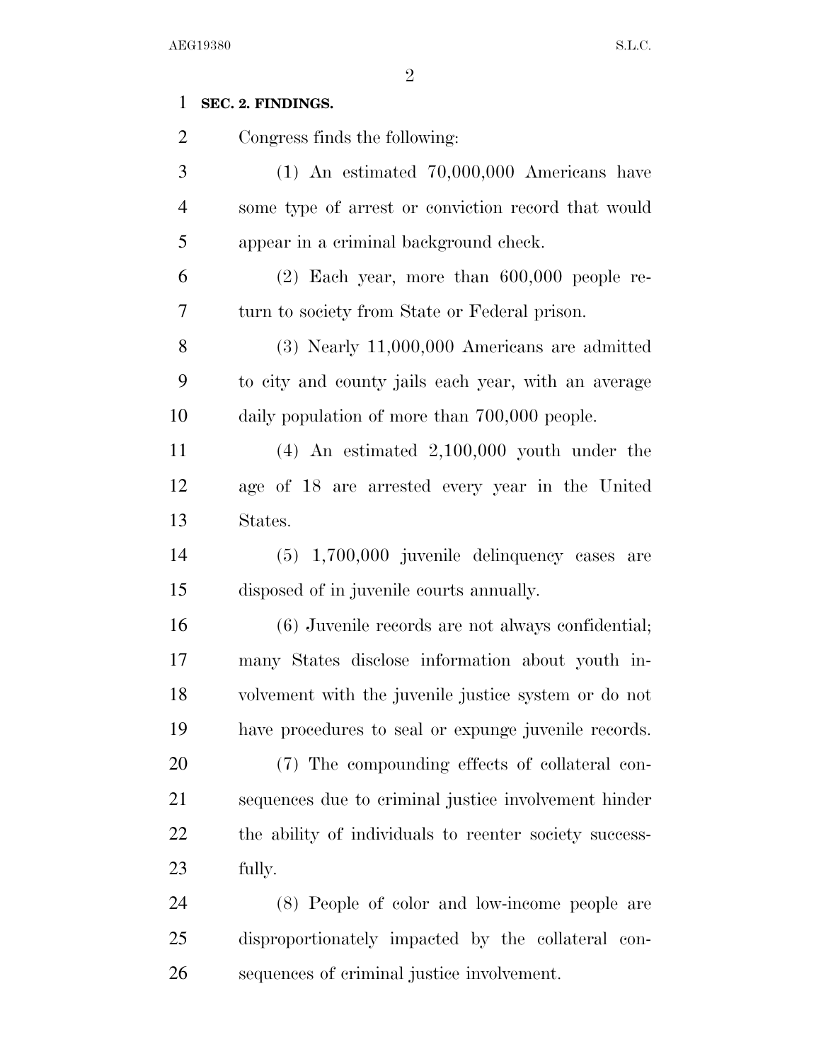**SEC. 2. FINDINGS.**

Congress finds the following:

(1) An estimated 70,000,000 Americans have some type of arrest or conviction record that would appear in a criminal background check.

(2) Each year, more than 600,000 people return to society from State or Federal prison.

(3) Nearly 11,000,000 Americans are admitted to city and county jails each year, with an average daily population of more than 700,000 people.

(4) An estimated 2,100,000 youth under the age of 18 are arrested every year in the United States.

(5) 1,700,000 juvenile delinquency cases are disposed of in juvenile courts annually.

(6) Juvenile records are not always confidential; many States disclose information about youth involvement with the juvenile justice system or do not have procedures to seal or expunge juvenile records.

(7) The compounding effects of collateral consequences due to criminal justice involvement hinder the ability of individuals to reenter society successfully.

(8) People of color and low-income people are disproportionately impacted by the collateral consequences of criminal justice involvement.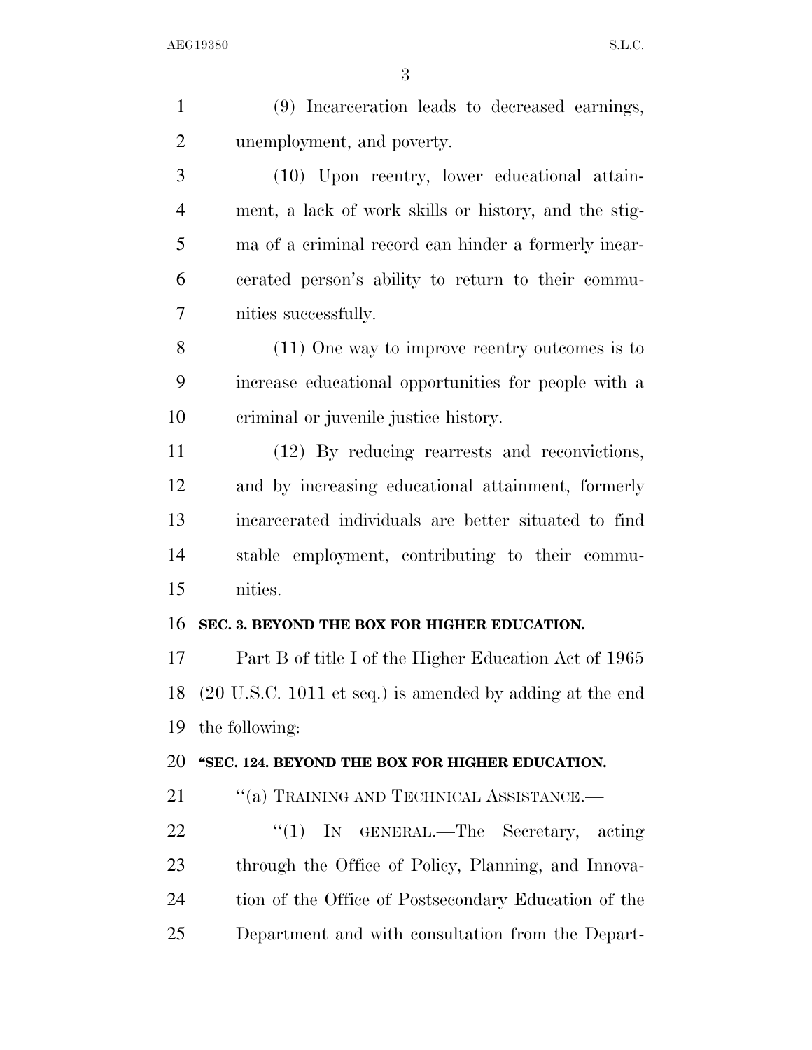(9) Incarceration leads to decreased earnings, unemployment, and poverty.

(10) Upon reentry, lower educational attainment, a lack of work skills or history, and the stigma of a criminal record can hinder a formerly incarcerated person's ability to return to their communities successfully.

(11) One way to improve reentry outcomes is to increase educational opportunities for people with a criminal or juvenile justice history.

(12) By reducing rearrests and reconvictions, and by increasing educational attainment, formerly incarcerated individuals are better situated to find stable employment, contributing to their communities.

**SEC. 3. BEYOND THE BOX FOR HIGHER EDUCATION.**

Part B of title I of the Higher Education Act of 1965 (20 U.S.C. 1011 et seq.) is amended by adding at the end the following:

**"SEC. 124. BEYOND THE BOX FOR HIGHER EDUCATION.**

"(a) TRAINING AND TECHNICAL ASSISTANCE.—

"(1) IN GENERAL.—The Secretary, acting through the Office of Policy, Planning, and Innovation of the Office of Postsecondary Education of the Department and with consultation from the Depart-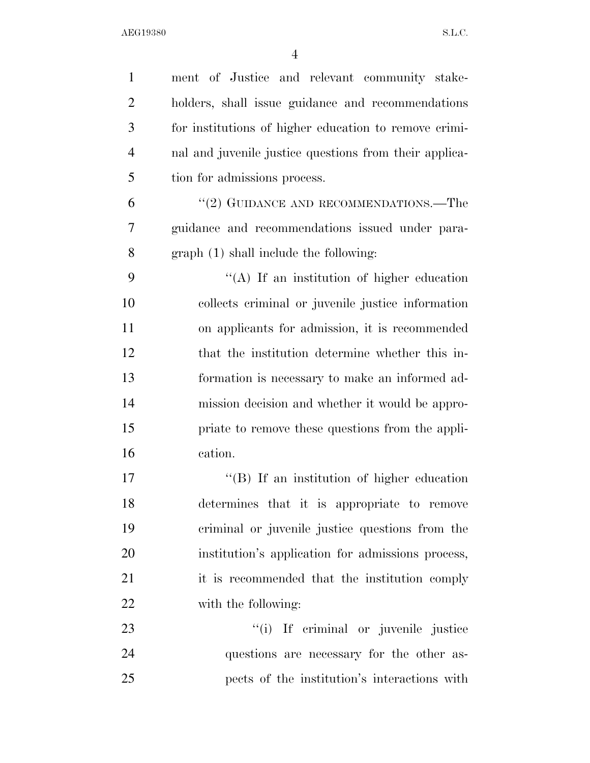ment of Justice and relevant community stakeholders, shall issue guidance and recommendations for institutions of higher education to remove criminal and juvenile justice questions from their application for admissions process.

"(2) GUIDANCE AND RECOMMENDATIONS.—The guidance and recommendations issued under paragraph (1) shall include the following:

"(A) If an institution of higher education collects criminal or juvenile justice information on applicants for admission, it is recommended that the institution determine whether this information is necessary to make an informed admission decision and whether it would be appropriate to remove these questions from the application.

"(B) If an institution of higher education determines that it is appropriate to remove criminal or juvenile justice questions from the institution's application for admissions process, it is recommended that the institution comply with the following:

"(i) If criminal or juvenile justice questions are necessary for the other aspects of the institution's interactions with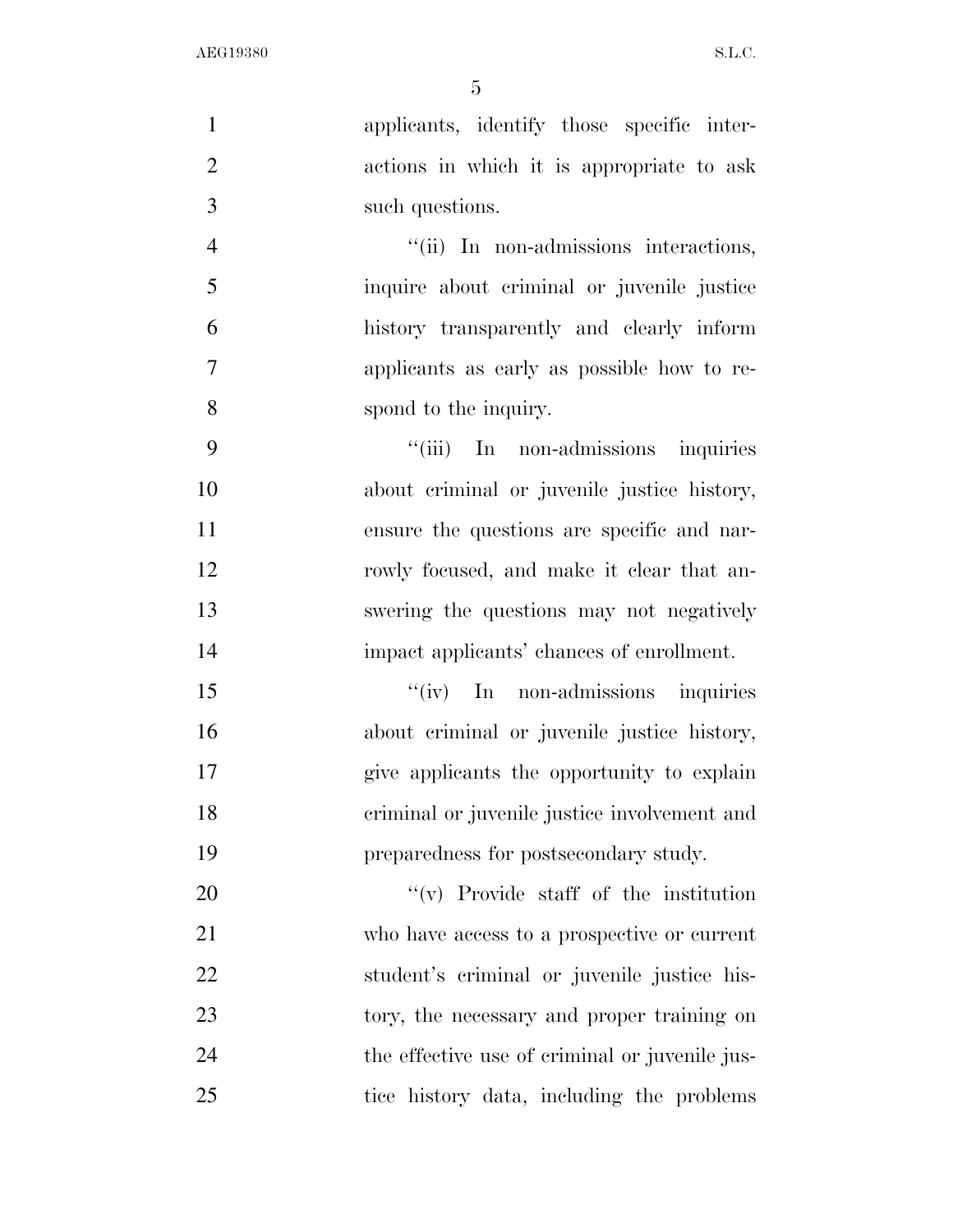applicants, identify those specific interactions in which it is appropriate to ask such questions.

"(ii) In non-admissions interactions, inquire about criminal or juvenile justice history transparently and clearly inform applicants as early as possible how to respond to the inquiry.

"(iii) In non-admissions inquiries about criminal or juvenile justice history, ensure the questions are specific and narrowly focused, and make it clear that answering the questions may not negatively impact applicants' chances of enrollment.

"(iv) In non-admissions inquiries about criminal or juvenile justice history, give applicants the opportunity to explain criminal or juvenile justice involvement and preparedness for postsecondary study.

"(v) Provide staff of the institution who have access to a prospective or current student's criminal or juvenile justice history, the necessary and proper training on the effective use of criminal or juvenile justice history data, including the problems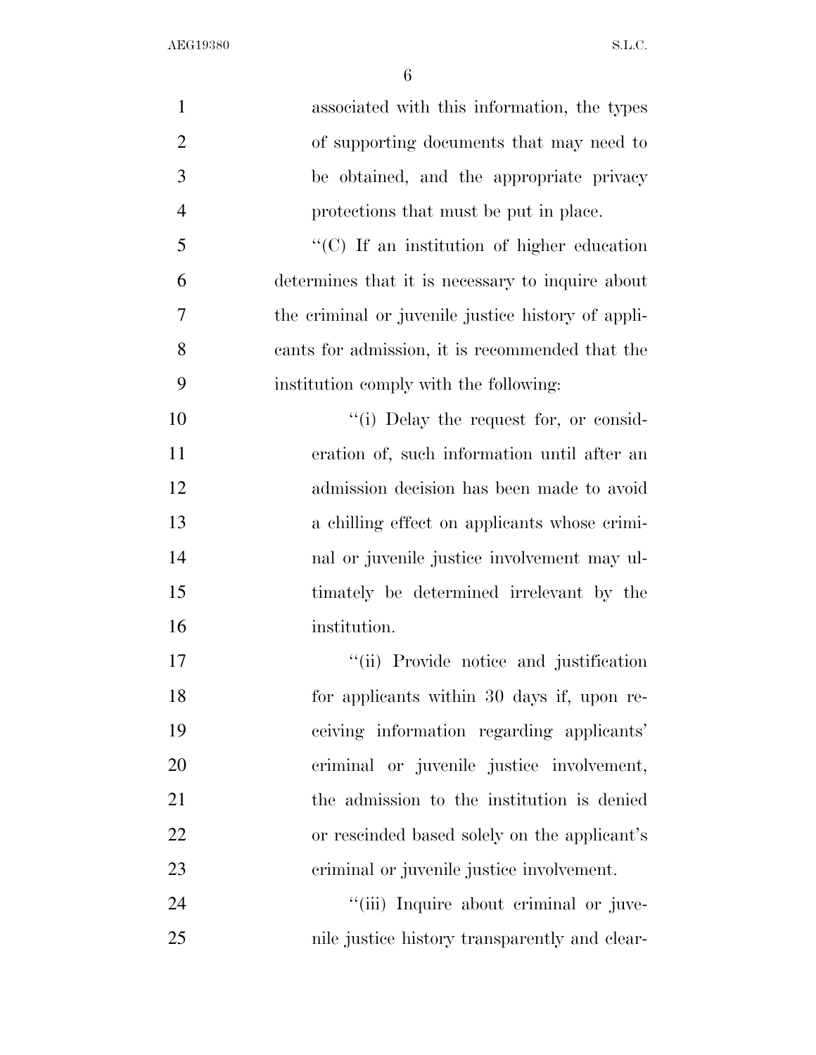associated with this information, the types of supporting documents that may need to be obtained, and the appropriate privacy protections that must be put in place.

"(C) If an institution of higher education determines that it is necessary to inquire about the criminal or juvenile justice history of applicants for admission, it is recommended that the institution comply with the following:

"(i) Delay the request for, or consideration of, such information until after an admission decision has been made to avoid a chilling effect on applicants whose criminal or juvenile justice involvement may ultimately be determined irrelevant by the institution.

"(ii) Provide notice and justification for applicants within 30 days if, upon receiving information regarding applicants' criminal or juvenile justice involvement, the admission to the institution is denied or rescinded based solely on the applicant's criminal or juvenile justice involvement.

"(iii) Inquire about criminal or juvenile justice history transparently and clear-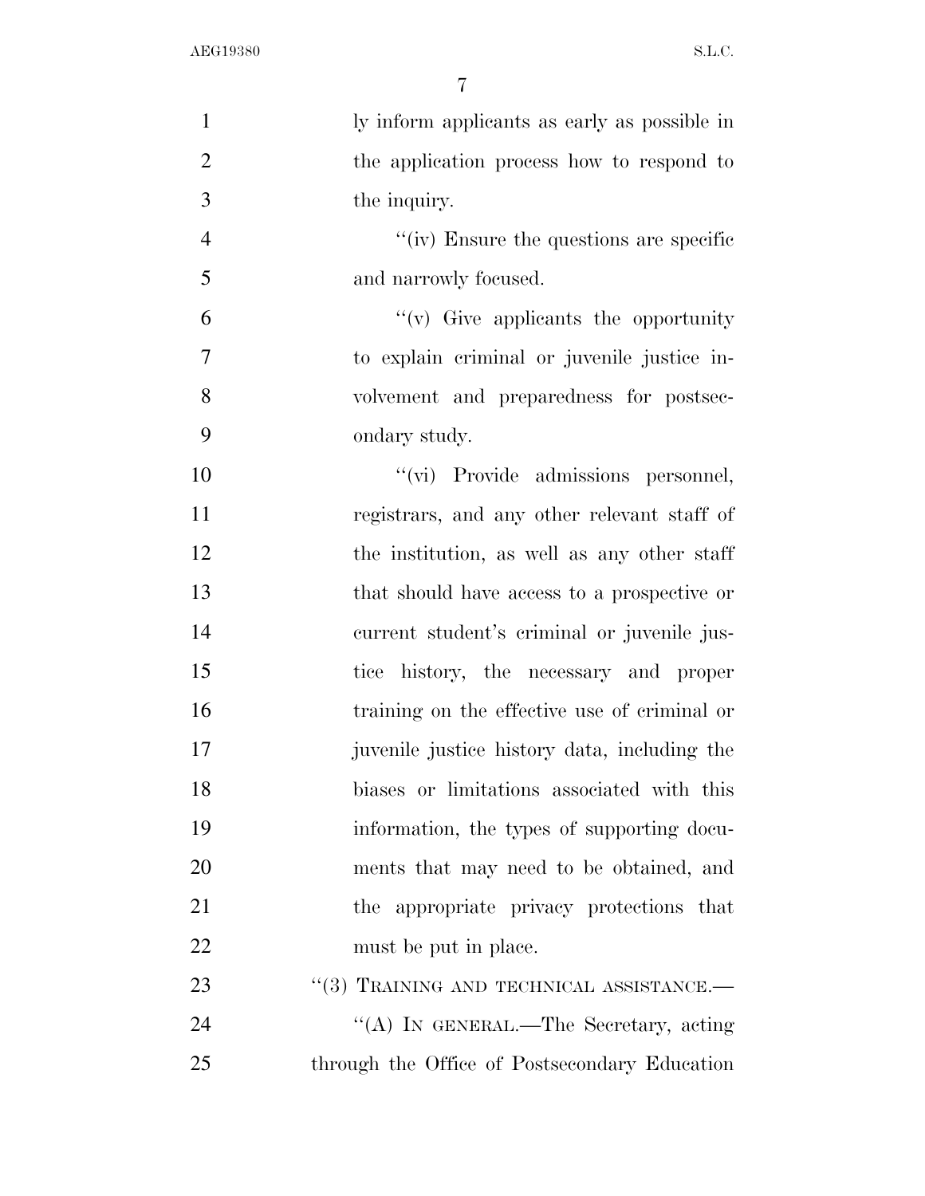ly inform applicants as early as possible in the application process how to respond to the inquiry.

''(iv) Ensure the questions are specific and narrowly focused.

''(v) Give applicants the opportunity to explain criminal or juvenile justice involvement and preparedness for postsecondary study.

''(vi) Provide admissions personnel, registrars, and any other relevant staff of the institution, as well as any other staff that should have access to a prospective or current student's criminal or juvenile justice history, the necessary and proper training on the effective use of criminal or juvenile justice history data, including the biases or limitations associated with this information, the types of supporting documents that may need to be obtained, and the appropriate privacy protections that must be put in place.

''(3) TRAINING AND TECHNICAL ASSISTANCE.—

''(A) IN GENERAL.—The Secretary, acting through the Office of Postsecondary Education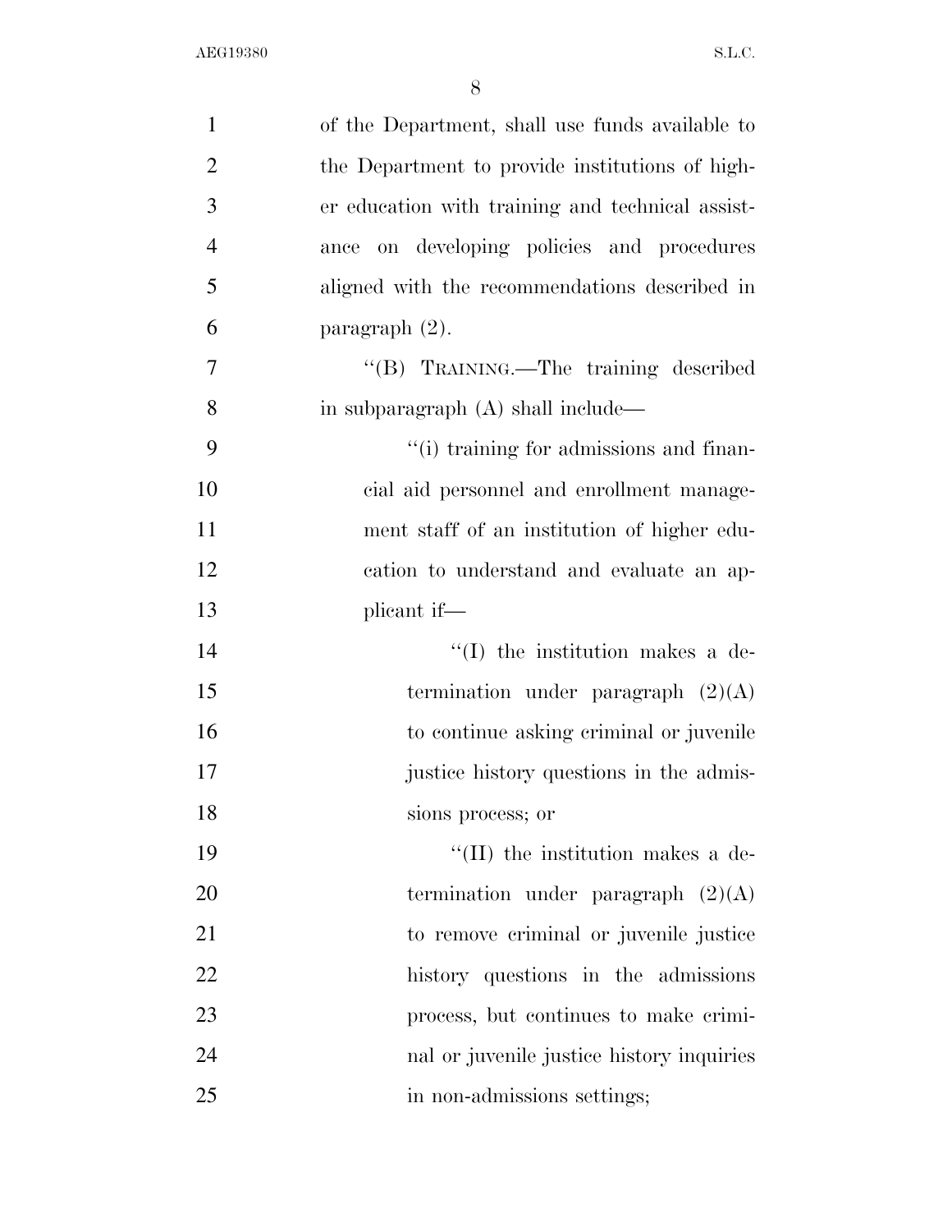of the Department, shall use funds available to the Department to provide institutions of higher education with training and technical assistance on developing policies and procedures aligned with the recommendations described in paragraph (2).

"(B) TRAINING.—The training described in subparagraph (A) shall include—

"(i) training for admissions and financial aid personnel and enrollment management staff of an institution of higher education to understand and evaluate an applicant if—

"(I) the institution makes a determination under paragraph (2)(A) to continue asking criminal or juvenile justice history questions in the admissions process; or

"(II) the institution makes a determination under paragraph (2)(A) to remove criminal or juvenile justice history questions in the admissions process, but continues to make criminal or juvenile justice history inquiries in non-admissions settings;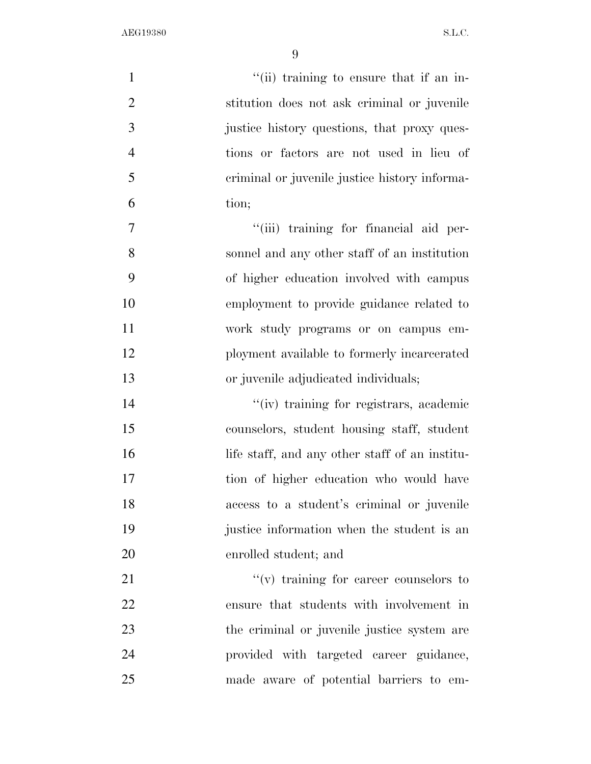''(ii) training to ensure that if an institution does not ask criminal or juvenile justice history questions, that proxy questions or factors are not used in lieu of criminal or juvenile justice history information;

''(iii) training for financial aid personnel and any other staff of an institution of higher education involved with campus employment to provide guidance related to work study programs or on campus employment available to formerly incarcerated or juvenile adjudicated individuals;

''(iv) training for registrars, academic counselors, student housing staff, student life staff, and any other staff of an institution of higher education who would have access to a student's criminal or juvenile justice information when the student is an enrolled student; and

''(v) training for career counselors to ensure that students with involvement in the criminal or juvenile justice system are provided with targeted career guidance, made aware of potential barriers to em-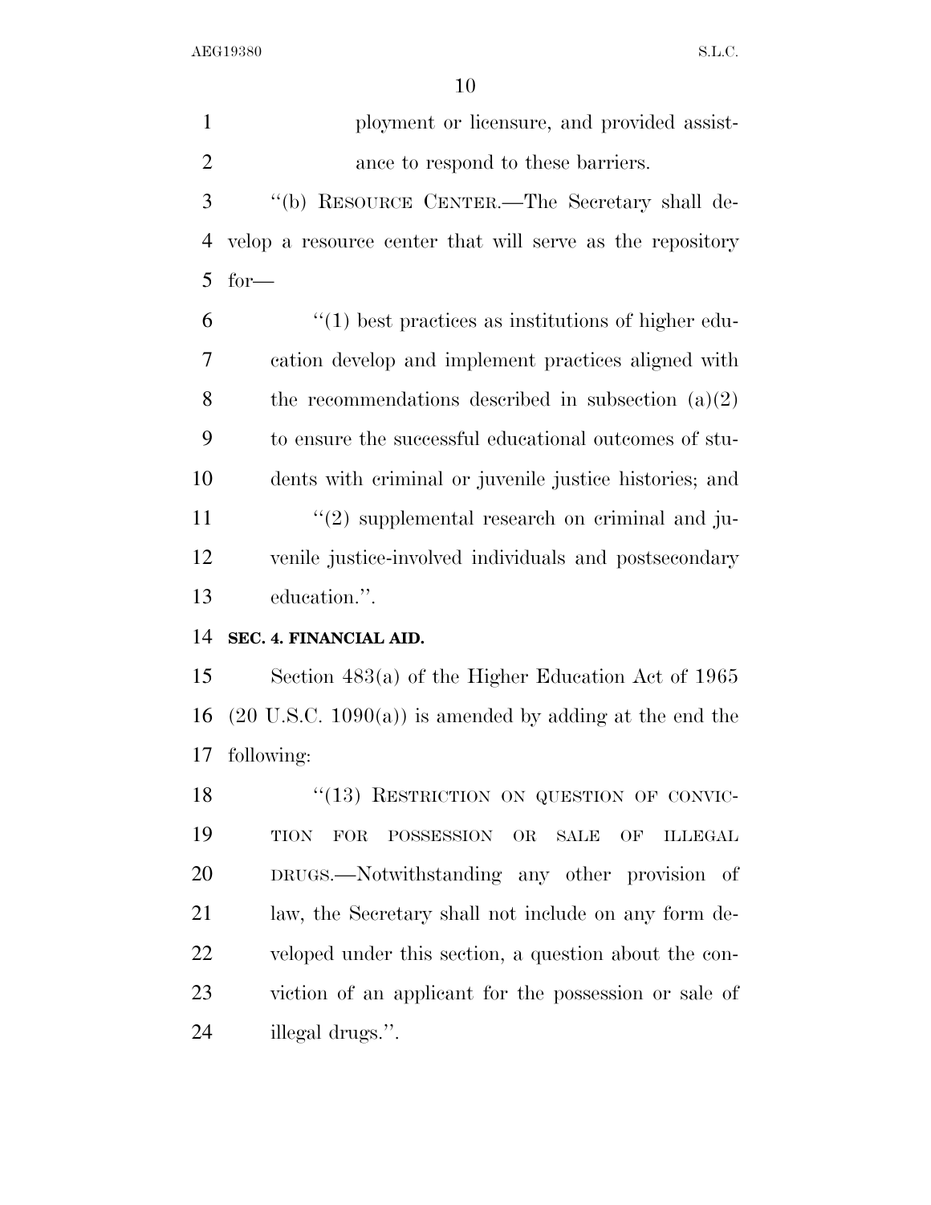ployment or licensure, and provided assistance to respond to these barriers.

''(b) RESOURCE CENTER.—The Secretary shall develop a resource center that will serve as the repository for—

''(1) best practices as institutions of higher education develop and implement practices aligned with the recommendations described in subsection (a)(2) to ensure the successful educational outcomes of students with criminal or juvenile justice histories; and

''(2) supplemental research on criminal and juvenile justice-involved individuals and postsecondary education.''.

**SEC. 4. FINANCIAL AID.**

Section 483(a) of the Higher Education Act of 1965 (20 U.S.C. 1090(a)) is amended by adding at the end the following:

''(13) RESTRICTION ON QUESTION OF CONVICTION FOR POSSESSION OR SALE OF ILLEGAL DRUGS.—Notwithstanding any other provision of law, the Secretary shall not include on any form developed under this section, a question about the conviction of an applicant for the possession or sale of illegal drugs.''.